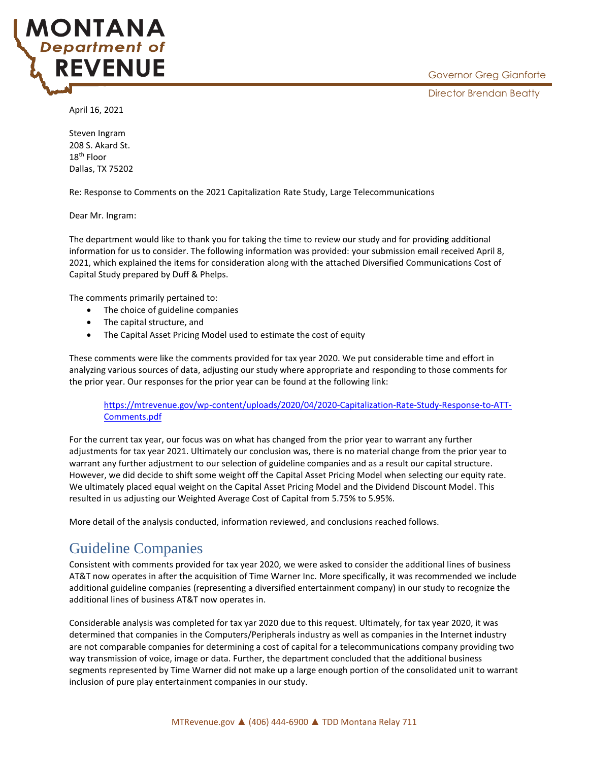# MONTANA Department of REVENUE

Governor Greg Gianforte

Director Brendan Beatty

April 16, 2021

Steven Ingram
208 S. Akard St.
18th Floor
Dallas, TX 75202

Re: Response to Comments on the 2021 Capitalization Rate Study, Large Telecommunications

Dear Mr. Ingram:

The department would like to thank you for taking the time to review our study and for providing additional information for us to consider. The following information was provided: your submission email received April 8, 2021, which explained the items for consideration along with the attached Diversified Communications Cost of Capital Study prepared by Duff & Phelps.

The comments primarily pertained to:

- The choice of guideline companies
- The capital structure, and
- The Capital Asset Pricing Model used to estimate the cost of equity

These comments were like the comments provided for tax year 2020. We put considerable time and effort in analyzing various sources of data, adjusting our study where appropriate and responding to those comments for the prior year. Our responses for the prior year can be found at the following link:

> [https://mtrevenue.gov/wp-content/uploads/2020/04/2020-Capitalization-Rate-Study-Response-to-ATT-Comments.pdf](https://mtrevenue.gov/wp-content/uploads/2020/04/2020-Capitalization-Rate-Study-Response-to-ATT-Comments.pdf)

For the current tax year, our focus was on what has changed from the prior year to warrant any further adjustments for tax year 2021. Ultimately our conclusion was, there is no material change from the prior year to warrant any further adjustment to our selection of guideline companies and as a result our capital structure. However, we did decide to shift some weight off the Capital Asset Pricing Model when selecting our equity rate. We ultimately placed equal weight on the Capital Asset Pricing Model and the Dividend Discount Model. This resulted in us adjusting our Weighted Average Cost of Capital from 5.75% to 5.95%.

More detail of the analysis conducted, information reviewed, and conclusions reached follows.

## Guideline Companies

Consistent with comments provided for tax year 2020, we were asked to consider the additional lines of business AT&T now operates in after the acquisition of Time Warner Inc. More specifically, it was recommended we include additional guideline companies (representing a diversified entertainment company) in our study to recognize the additional lines of business AT&T now operates in.

Considerable analysis was completed for tax yar 2020 due to this request. Ultimately, for tax year 2020, it was determined that companies in the Computers/Peripherals industry as well as companies in the Internet industry are not comparable companies for determining a cost of capital for a telecommunications company providing two way transmission of voice, image or data. Further, the department concluded that the additional business segments represented by Time Warner did not make up a large enough portion of the consolidated unit to warrant inclusion of pure play entertainment companies in our study.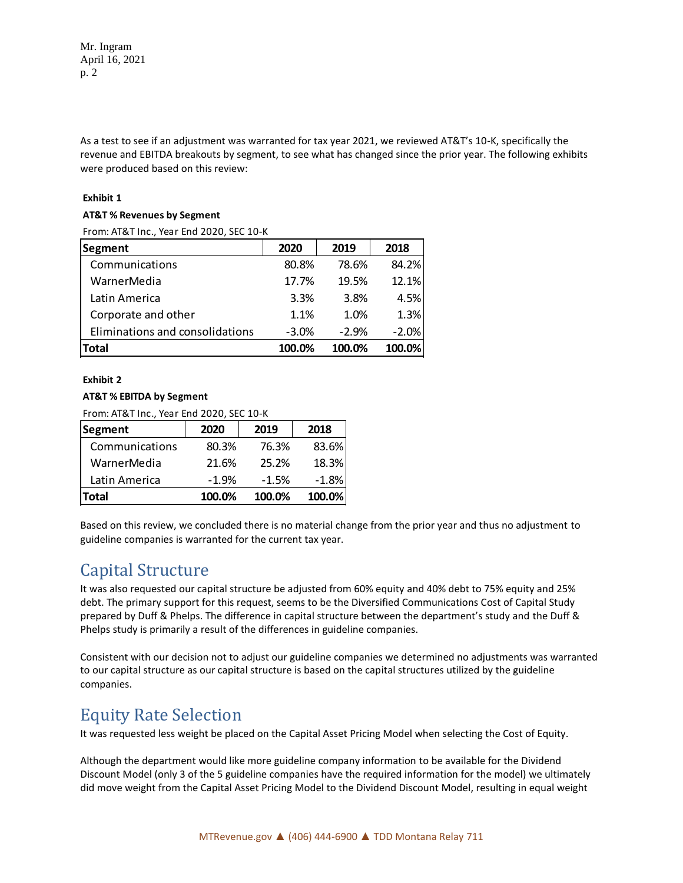As a test to see if an adjustment was warranted for tax year 2021, we reviewed AT&T's 10-K, specifically the revenue and EBITDA breakouts by segment, to see what has changed since the prior year. The following exhibits were produced based on this review:

**Exhibit 1**

**AT&T % Revenues by Segment**

From: AT&T Inc., Year End 2020, SEC 10-K

| Segment | 2020 | 2019 | 2018 |
|---|---|---|---|
| Communications | 80.8% | 78.6% | 84.2% |
| WarnerMedia | 17.7% | 19.5% | 12.1% |
| Latin America | 3.3% | 3.8% | 4.5% |
| Corporate and other | 1.1% | 1.0% | 1.3% |
| Eliminations and consolidations | -3.0% | -2.9% | -2.0% |
| **Total** | **100.0%** | **100.0%** | **100.0%** |

**Exhibit 2**

**AT&T % EBITDA by Segment**

From: AT&T Inc., Year End 2020, SEC 10-K

| Segment | 2020 | 2019 | 2018 |
|---|---|---|---|
| Communications | 80.3% | 76.3% | 83.6% |
| WarnerMedia | 21.6% | 25.2% | 18.3% |
| Latin America | -1.9% | -1.5% | -1.8% |
| **Total** | **100.0%** | **100.0%** | **100.0%** |

Based on this review, we concluded there is no material change from the prior year and thus no adjustment to guideline companies is warranted for the current tax year.

## Capital Structure

It was also requested our capital structure be adjusted from 60% equity and 40% debt to 75% equity and 25% debt. The primary support for this request, seems to be the Diversified Communications Cost of Capital Study prepared by Duff & Phelps. The difference in capital structure between the department's study and the Duff & Phelps study is primarily a result of the differences in guideline companies.

Consistent with our decision not to adjust our guideline companies we determined no adjustments was warranted to our capital structure as our capital structure is based on the capital structures utilized by the guideline companies.

## Equity Rate Selection

It was requested less weight be placed on the Capital Asset Pricing Model when selecting the Cost of Equity.

Although the department would like more guideline company information to be available for the Dividend Discount Model (only 3 of the 5 guideline companies have the required information for the model) we ultimately did move weight from the Capital Asset Pricing Model to the Dividend Discount Model, resulting in equal weight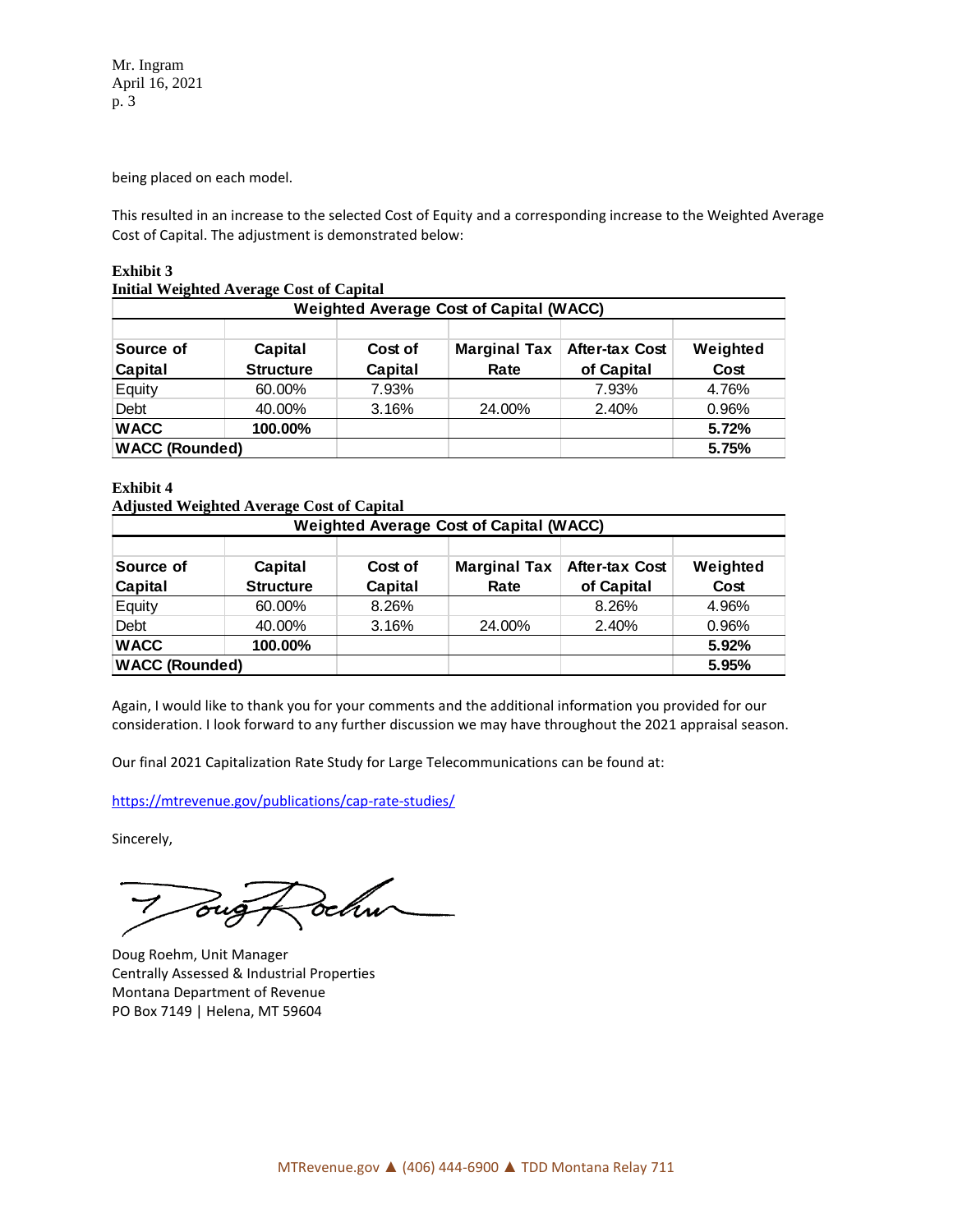being placed on each model.

This resulted in an increase to the selected Cost of Equity and a corresponding increase to the Weighted Average Cost of Capital. The adjustment is demonstrated below:

**Exhibit 3**
**Initial Weighted Average Cost of Capital**

| Weighted Average Cost of Capital (WACC) | | | | | |
|---|---|---|---|---|---|
| **Source of Capital** | **Capital Structure** | **Cost of Capital** | **Marginal Tax Rate** | **After-tax Cost of Capital** | **Weighted Cost** |
| Equity | 60.00% | 7.93% | | 7.93% | 4.76% |
| Debt | 40.00% | 3.16% | 24.00% | 2.40% | 0.96% |
| **WACC** | **100.00%** | | | | **5.72%** |
| **WACC (Rounded)** | | | | | **5.75%** |

**Exhibit 4**
**Adjusted Weighted Average Cost of Capital**

| Weighted Average Cost of Capital (WACC) | | | | | |
|---|---|---|---|---|---|
| **Source of Capital** | **Capital Structure** | **Cost of Capital** | **Marginal Tax Rate** | **After-tax Cost of Capital** | **Weighted Cost** |
| Equity | 60.00% | 8.26% | | 8.26% | 4.96% |
| Debt | 40.00% | 3.16% | 24.00% | 2.40% | 0.96% |
| **WACC** | **100.00%** | | | | **5.92%** |
| **WACC (Rounded)** | | | | | **5.95%** |

Again, I would like to thank you for your comments and the additional information you provided for our consideration. I look forward to any further discussion we may have throughout the 2021 appraisal season.

Our final 2021 Capitalization Rate Study for Large Telecommunications can be found at:

https://mtrevenue.gov/publications/cap-rate-studies/

Sincerely,

Doug Roehm, Unit Manager
Centrally Assessed & Industrial Properties
Montana Department of Revenue
PO Box 7149 | Helena, MT 59604